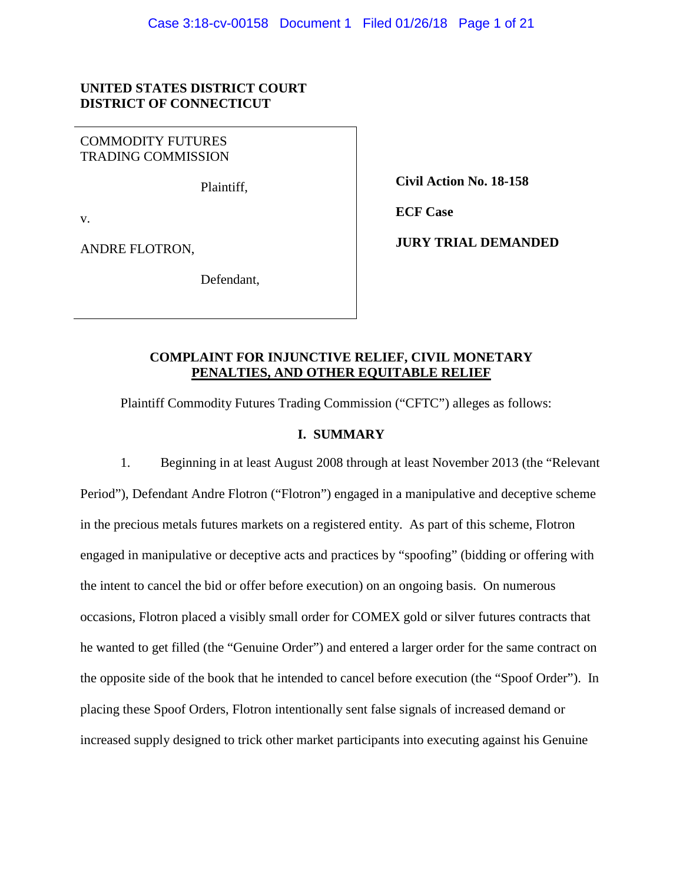**UNITED STATES DISTRICT COURT**
**DISTRICT OF CONNECTICUT**

| | |
|---|---|
| COMMODITY FUTURES TRADING COMMISSION<br><br>Plaintiff,<br><br>v.<br><br>ANDRE FLOTRON,<br><br>Defendant, | **Civil Action No. 18-158**<br><br>**ECF Case**<br><br>**JURY TRIAL DEMANDED** |

## COMPLAINT FOR INJUNCTIVE RELIEF, CIVIL MONETARY PENALTIES, AND OTHER EQUITABLE RELIEF

Plaintiff Commodity Futures Trading Commission ("CFTC") alleges as follows:

### I. SUMMARY

1. Beginning in at least August 2008 through at least November 2013 (the "Relevant Period"), Defendant Andre Flotron ("Flotron") engaged in a manipulative and deceptive scheme in the precious metals futures markets on a registered entity. As part of this scheme, Flotron engaged in manipulative or deceptive acts and practices by "spoofing" (bidding or offering with the intent to cancel the bid or offer before execution) on an ongoing basis. On numerous occasions, Flotron placed a visibly small order for COMEX gold or silver futures contracts that he wanted to get filled (the "Genuine Order") and entered a larger order for the same contract on the opposite side of the book that he intended to cancel before execution (the "Spoof Order"). In placing these Spoof Orders, Flotron intentionally sent false signals of increased demand or increased supply designed to trick other market participants into executing against his Genuine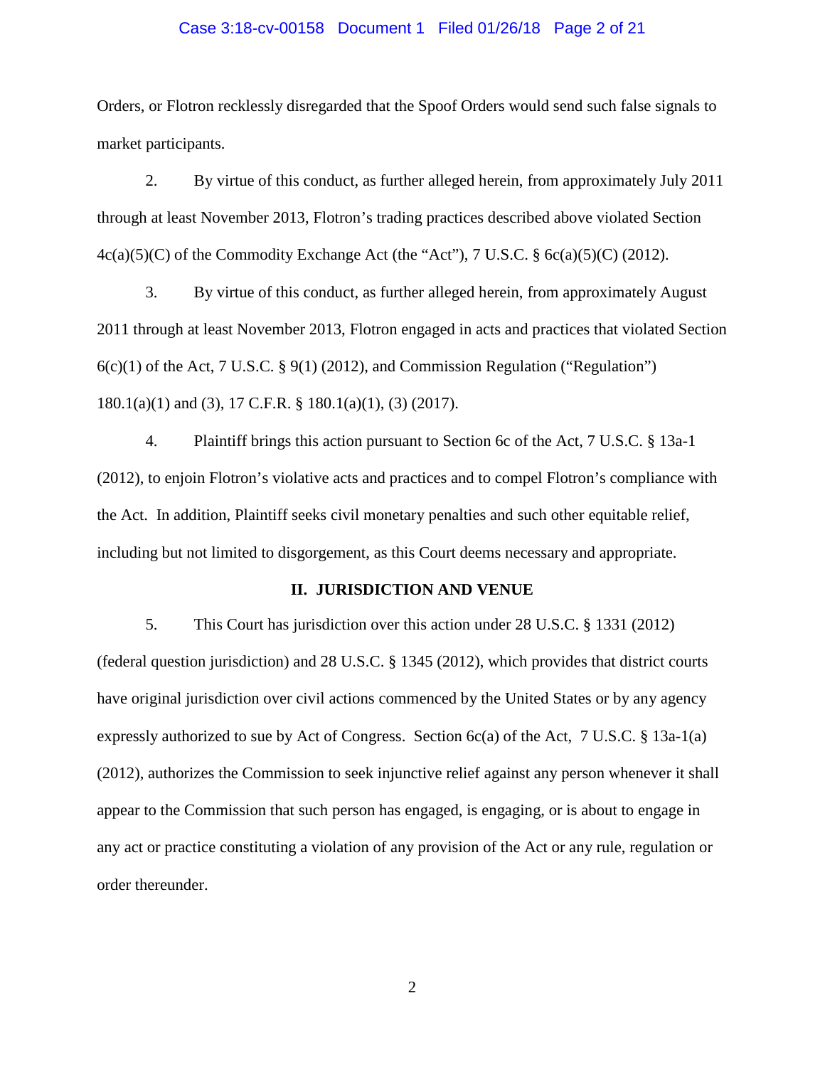Orders, or Flotron recklessly disregarded that the Spoof Orders would send such false signals to market participants.

2. By virtue of this conduct, as further alleged herein, from approximately July 2011 through at least November 2013, Flotron's trading practices described above violated Section 4c(a)(5)(C) of the Commodity Exchange Act (the "Act"), 7 U.S.C. § 6c(a)(5)(C) (2012).

3. By virtue of this conduct, as further alleged herein, from approximately August 2011 through at least November 2013, Flotron engaged in acts and practices that violated Section 6(c)(1) of the Act, 7 U.S.C. § 9(1) (2012), and Commission Regulation ("Regulation") 180.1(a)(1) and (3), 17 C.F.R. § 180.1(a)(1), (3) (2017).

4. Plaintiff brings this action pursuant to Section 6c of the Act, 7 U.S.C. § 13a-1 (2012), to enjoin Flotron's violative acts and practices and to compel Flotron's compliance with the Act. In addition, Plaintiff seeks civil monetary penalties and such other equitable relief, including but not limited to disgorgement, as this Court deems necessary and appropriate.

## II. JURISDICTION AND VENUE

5. This Court has jurisdiction over this action under 28 U.S.C. § 1331 (2012) (federal question jurisdiction) and 28 U.S.C. § 1345 (2012), which provides that district courts have original jurisdiction over civil actions commenced by the United States or by any agency expressly authorized to sue by Act of Congress. Section 6c(a) of the Act, 7 U.S.C. § 13a-1(a) (2012), authorizes the Commission to seek injunctive relief against any person whenever it shall appear to the Commission that such person has engaged, is engaging, or is about to engage in any act or practice constituting a violation of any provision of the Act or any rule, regulation or order thereunder.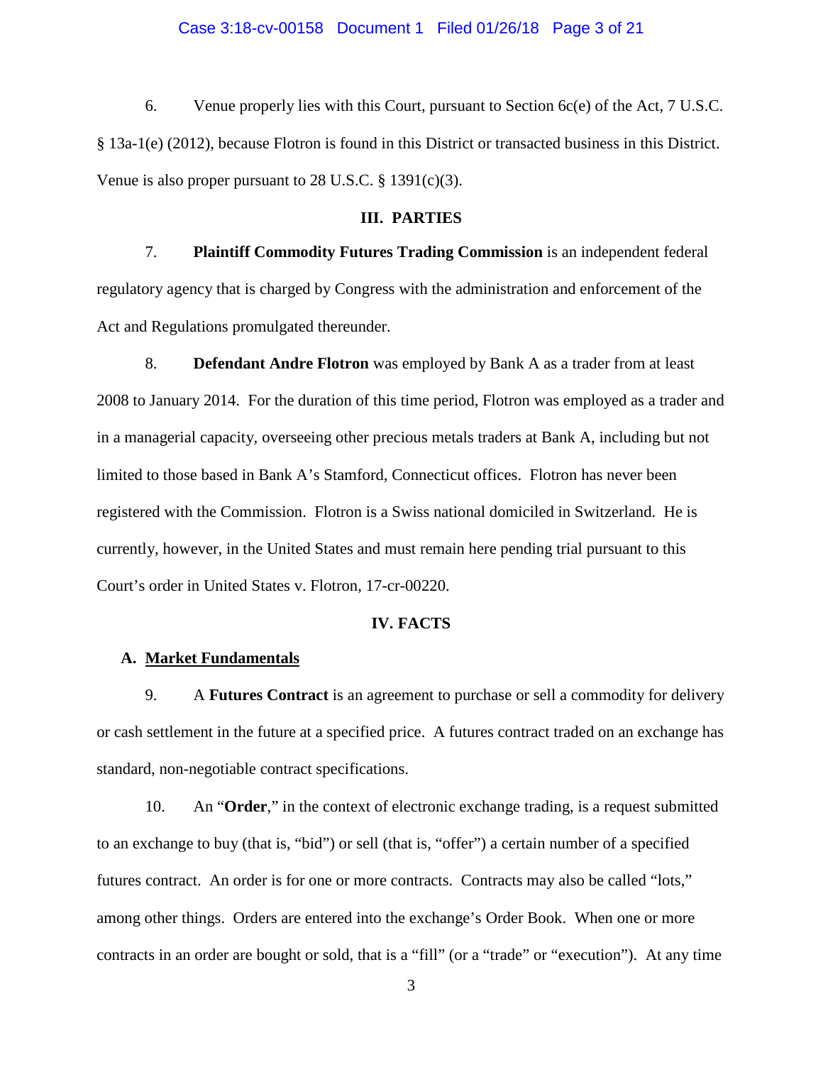6. Venue properly lies with this Court, pursuant to Section 6c(e) of the Act, 7 U.S.C. § 13a-1(e) (2012), because Flotron is found in this District or transacted business in this District. Venue is also proper pursuant to 28 U.S.C. § 1391(c)(3).

## III. PARTIES

7. **Plaintiff Commodity Futures Trading Commission** is an independent federal regulatory agency that is charged by Congress with the administration and enforcement of the Act and Regulations promulgated thereunder.

8. **Defendant Andre Flotron** was employed by Bank A as a trader from at least 2008 to January 2014. For the duration of this time period, Flotron was employed as a trader and in a managerial capacity, overseeing other precious metals traders at Bank A, including but not limited to those based in Bank A's Stamford, Connecticut offices. Flotron has never been registered with the Commission. Flotron is a Swiss national domiciled in Switzerland. He is currently, however, in the United States and must remain here pending trial pursuant to this Court's order in United States v. Flotron, 17-cr-00220.

## IV. FACTS

### A. Market Fundamentals

9. A **Futures Contract** is an agreement to purchase or sell a commodity for delivery or cash settlement in the future at a specified price. A futures contract traded on an exchange has standard, non-negotiable contract specifications.

10. An "**Order**," in the context of electronic exchange trading, is a request submitted to an exchange to buy (that is, "bid") or sell (that is, "offer") a certain number of a specified futures contract. An order is for one or more contracts. Contracts may also be called "lots," among other things. Orders are entered into the exchange's Order Book. When one or more contracts in an order are bought or sold, that is a "fill" (or a "trade" or "execution"). At any time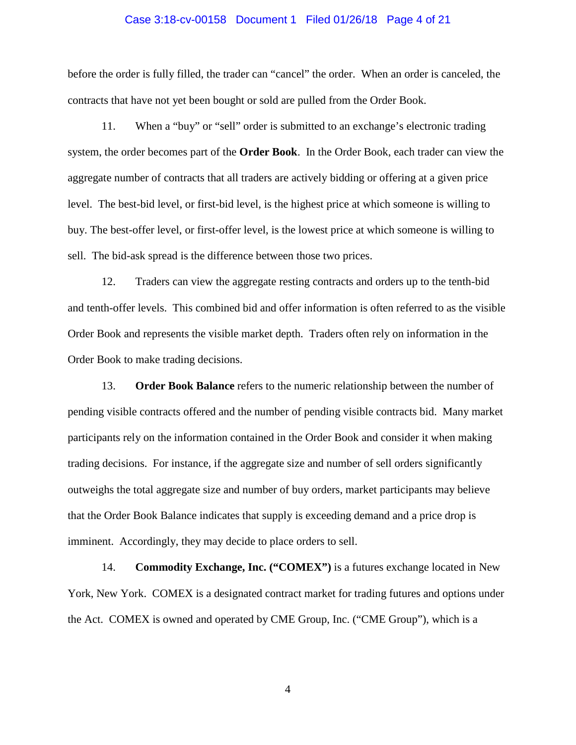before the order is fully filled, the trader can "cancel" the order. When an order is canceled, the contracts that have not yet been bought or sold are pulled from the Order Book.

11. When a "buy" or "sell" order is submitted to an exchange's electronic trading system, the order becomes part of the **Order Book**. In the Order Book, each trader can view the aggregate number of contracts that all traders are actively bidding or offering at a given price level. The best-bid level, or first-bid level, is the highest price at which someone is willing to buy. The best-offer level, or first-offer level, is the lowest price at which someone is willing to sell. The bid-ask spread is the difference between those two prices.

12. Traders can view the aggregate resting contracts and orders up to the tenth-bid and tenth-offer levels. This combined bid and offer information is often referred to as the visible Order Book and represents the visible market depth. Traders often rely on information in the Order Book to make trading decisions.

13. **Order Book Balance** refers to the numeric relationship between the number of pending visible contracts offered and the number of pending visible contracts bid. Many market participants rely on the information contained in the Order Book and consider it when making trading decisions. For instance, if the aggregate size and number of sell orders significantly outweighs the total aggregate size and number of buy orders, market participants may believe that the Order Book Balance indicates that supply is exceeding demand and a price drop is imminent. Accordingly, they may decide to place orders to sell.

14. **Commodity Exchange, Inc. ("COMEX")** is a futures exchange located in New York, New York. COMEX is a designated contract market for trading futures and options under the Act. COMEX is owned and operated by CME Group, Inc. ("CME Group"), which is a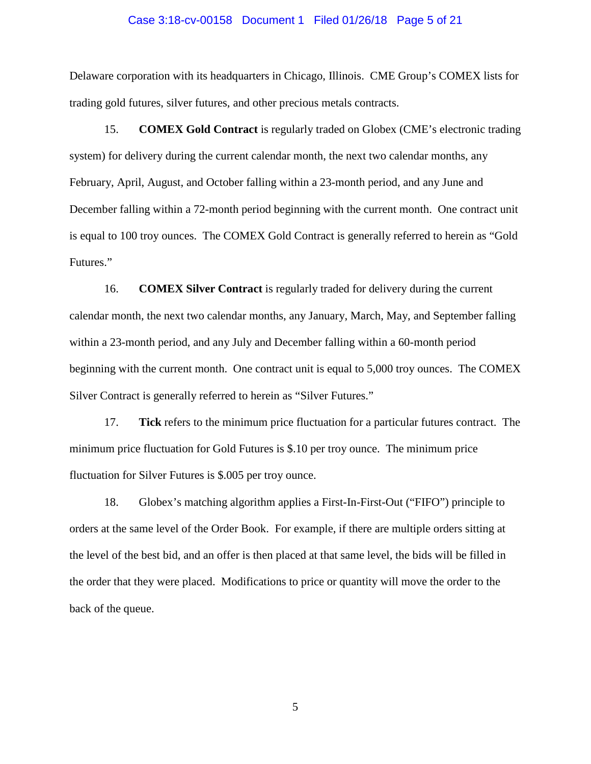Delaware corporation with its headquarters in Chicago, Illinois. CME Group's COMEX lists for trading gold futures, silver futures, and other precious metals contracts.

15. **COMEX Gold Contract** is regularly traded on Globex (CME's electronic trading system) for delivery during the current calendar month, the next two calendar months, any February, April, August, and October falling within a 23-month period, and any June and December falling within a 72-month period beginning with the current month. One contract unit is equal to 100 troy ounces. The COMEX Gold Contract is generally referred to herein as "Gold Futures."

16. **COMEX Silver Contract** is regularly traded for delivery during the current calendar month, the next two calendar months, any January, March, May, and September falling within a 23-month period, and any July and December falling within a 60-month period beginning with the current month. One contract unit is equal to 5,000 troy ounces. The COMEX Silver Contract is generally referred to herein as "Silver Futures."

17. **Tick** refers to the minimum price fluctuation for a particular futures contract. The minimum price fluctuation for Gold Futures is $.10 per troy ounce. The minimum price fluctuation for Silver Futures is $.005 per troy ounce.

18. Globex's matching algorithm applies a First-In-First-Out ("FIFO") principle to orders at the same level of the Order Book. For example, if there are multiple orders sitting at the level of the best bid, and an offer is then placed at that same level, the bids will be filled in the order that they were placed. Modifications to price or quantity will move the order to the back of the queue.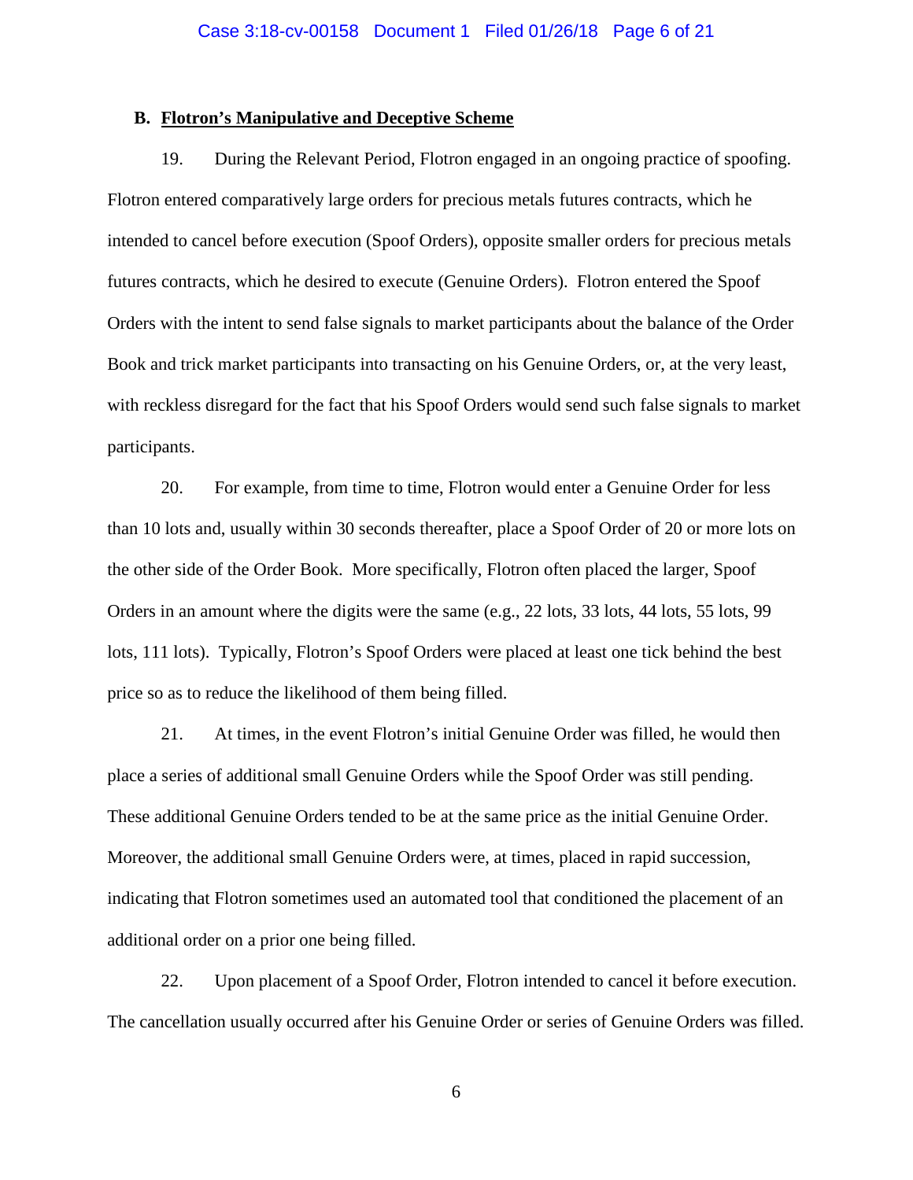### B. Flotron's Manipulative and Deceptive Scheme

19. During the Relevant Period, Flotron engaged in an ongoing practice of spoofing. Flotron entered comparatively large orders for precious metals futures contracts, which he intended to cancel before execution (Spoof Orders), opposite smaller orders for precious metals futures contracts, which he desired to execute (Genuine Orders). Flotron entered the Spoof Orders with the intent to send false signals to market participants about the balance of the Order Book and trick market participants into transacting on his Genuine Orders, or, at the very least, with reckless disregard for the fact that his Spoof Orders would send such false signals to market participants.

20. For example, from time to time, Flotron would enter a Genuine Order for less than 10 lots and, usually within 30 seconds thereafter, place a Spoof Order of 20 or more lots on the other side of the Order Book. More specifically, Flotron often placed the larger, Spoof Orders in an amount where the digits were the same (e.g., 22 lots, 33 lots, 44 lots, 55 lots, 99 lots, 111 lots). Typically, Flotron's Spoof Orders were placed at least one tick behind the best price so as to reduce the likelihood of them being filled.

21. At times, in the event Flotron's initial Genuine Order was filled, he would then place a series of additional small Genuine Orders while the Spoof Order was still pending. These additional Genuine Orders tended to be at the same price as the initial Genuine Order. Moreover, the additional small Genuine Orders were, at times, placed in rapid succession, indicating that Flotron sometimes used an automated tool that conditioned the placement of an additional order on a prior one being filled.

22. Upon placement of a Spoof Order, Flotron intended to cancel it before execution. The cancellation usually occurred after his Genuine Order or series of Genuine Orders was filled.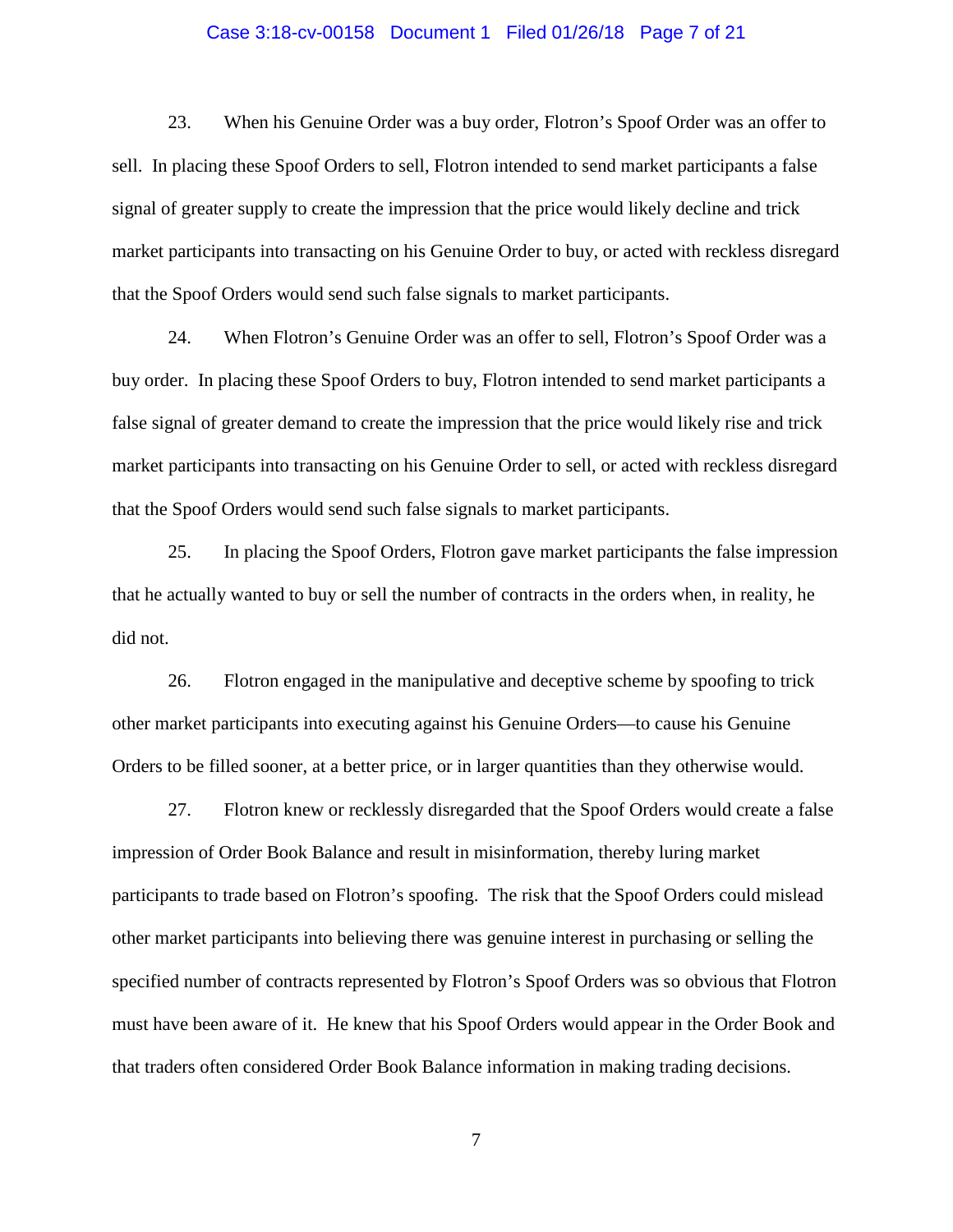23. When his Genuine Order was a buy order, Flotron's Spoof Order was an offer to sell. In placing these Spoof Orders to sell, Flotron intended to send market participants a false signal of greater supply to create the impression that the price would likely decline and trick market participants into transacting on his Genuine Order to buy, or acted with reckless disregard that the Spoof Orders would send such false signals to market participants.

24. When Flotron's Genuine Order was an offer to sell, Flotron's Spoof Order was a buy order. In placing these Spoof Orders to buy, Flotron intended to send market participants a false signal of greater demand to create the impression that the price would likely rise and trick market participants into transacting on his Genuine Order to sell, or acted with reckless disregard that the Spoof Orders would send such false signals to market participants.

25. In placing the Spoof Orders, Flotron gave market participants the false impression that he actually wanted to buy or sell the number of contracts in the orders when, in reality, he did not.

26. Flotron engaged in the manipulative and deceptive scheme by spoofing to trick other market participants into executing against his Genuine Orders—to cause his Genuine Orders to be filled sooner, at a better price, or in larger quantities than they otherwise would.

27. Flotron knew or recklessly disregarded that the Spoof Orders would create a false impression of Order Book Balance and result in misinformation, thereby luring market participants to trade based on Flotron's spoofing. The risk that the Spoof Orders could mislead other market participants into believing there was genuine interest in purchasing or selling the specified number of contracts represented by Flotron's Spoof Orders was so obvious that Flotron must have been aware of it. He knew that his Spoof Orders would appear in the Order Book and that traders often considered Order Book Balance information in making trading decisions.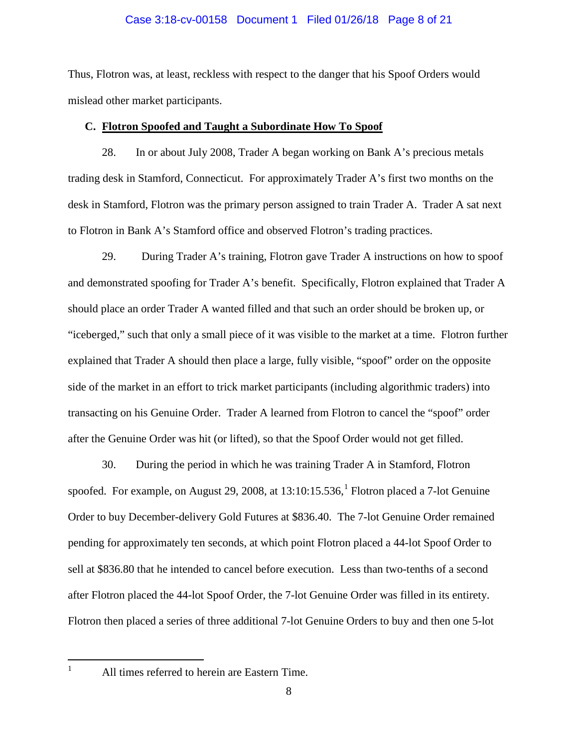Thus, Flotron was, at least, reckless with respect to the danger that his Spoof Orders would mislead other market participants.

### C. Flotron Spoofed and Taught a Subordinate How To Spoof

28. In or about July 2008, Trader A began working on Bank A's precious metals trading desk in Stamford, Connecticut. For approximately Trader A's first two months on the desk in Stamford, Flotron was the primary person assigned to train Trader A. Trader A sat next to Flotron in Bank A's Stamford office and observed Flotron's trading practices.

29. During Trader A's training, Flotron gave Trader A instructions on how to spoof and demonstrated spoofing for Trader A's benefit. Specifically, Flotron explained that Trader A should place an order Trader A wanted filled and that such an order should be broken up, or "iceberged," such that only a small piece of it was visible to the market at a time. Flotron further explained that Trader A should then place a large, fully visible, "spoof" order on the opposite side of the market in an effort to trick market participants (including algorithmic traders) into transacting on his Genuine Order. Trader A learned from Flotron to cancel the "spoof" order after the Genuine Order was hit (or lifted), so that the Spoof Order would not get filled.

30. During the period in which he was training Trader A in Stamford, Flotron spoofed. For example, on August 29, 2008, at 13:10:15.536,[1] Flotron placed a 7-lot Genuine Order to buy December-delivery Gold Futures at $836.40. The 7-lot Genuine Order remained pending for approximately ten seconds, at which point Flotron placed a 44-lot Spoof Order to sell at $836.80 that he intended to cancel before execution. Less than two-tenths of a second after Flotron placed the 44-lot Spoof Order, the 7-lot Genuine Order was filled in its entirety. Flotron then placed a series of three additional 7-lot Genuine Orders to buy and then one 5-lot

---

[1] All times referred to herein are Eastern Time.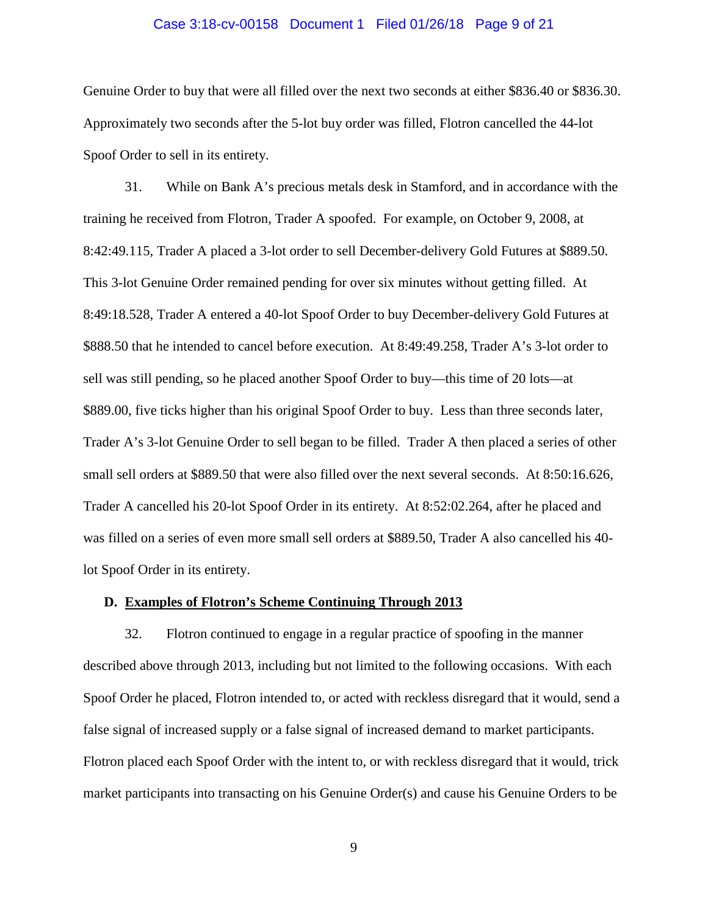Genuine Order to buy that were all filled over the next two seconds at either $836.40 or $836.30. Approximately two seconds after the 5-lot buy order was filled, Flotron cancelled the 44-lot Spoof Order to sell in its entirety.

31. While on Bank A's precious metals desk in Stamford, and in accordance with the training he received from Flotron, Trader A spoofed. For example, on October 9, 2008, at 8:42:49.115, Trader A placed a 3-lot order to sell December-delivery Gold Futures at $889.50. This 3-lot Genuine Order remained pending for over six minutes without getting filled. At 8:49:18.528, Trader A entered a 40-lot Spoof Order to buy December-delivery Gold Futures at $888.50 that he intended to cancel before execution. At 8:49:49.258, Trader A's 3-lot order to sell was still pending, so he placed another Spoof Order to buy—this time of 20 lots—at $889.00, five ticks higher than his original Spoof Order to buy. Less than three seconds later, Trader A's 3-lot Genuine Order to sell began to be filled. Trader A then placed a series of other small sell orders at $889.50 that were also filled over the next several seconds. At 8:50:16.626, Trader A cancelled his 20-lot Spoof Order in its entirety. At 8:52:02.264, after he placed and was filled on a series of even more small sell orders at $889.50, Trader A also cancelled his 40-lot Spoof Order in its entirety.

### D. Examples of Flotron's Scheme Continuing Through 2013

32. Flotron continued to engage in a regular practice of spoofing in the manner described above through 2013, including but not limited to the following occasions. With each Spoof Order he placed, Flotron intended to, or acted with reckless disregard that it would, send a false signal of increased supply or a false signal of increased demand to market participants. Flotron placed each Spoof Order with the intent to, or with reckless disregard that it would, trick market participants into transacting on his Genuine Order(s) and cause his Genuine Orders to be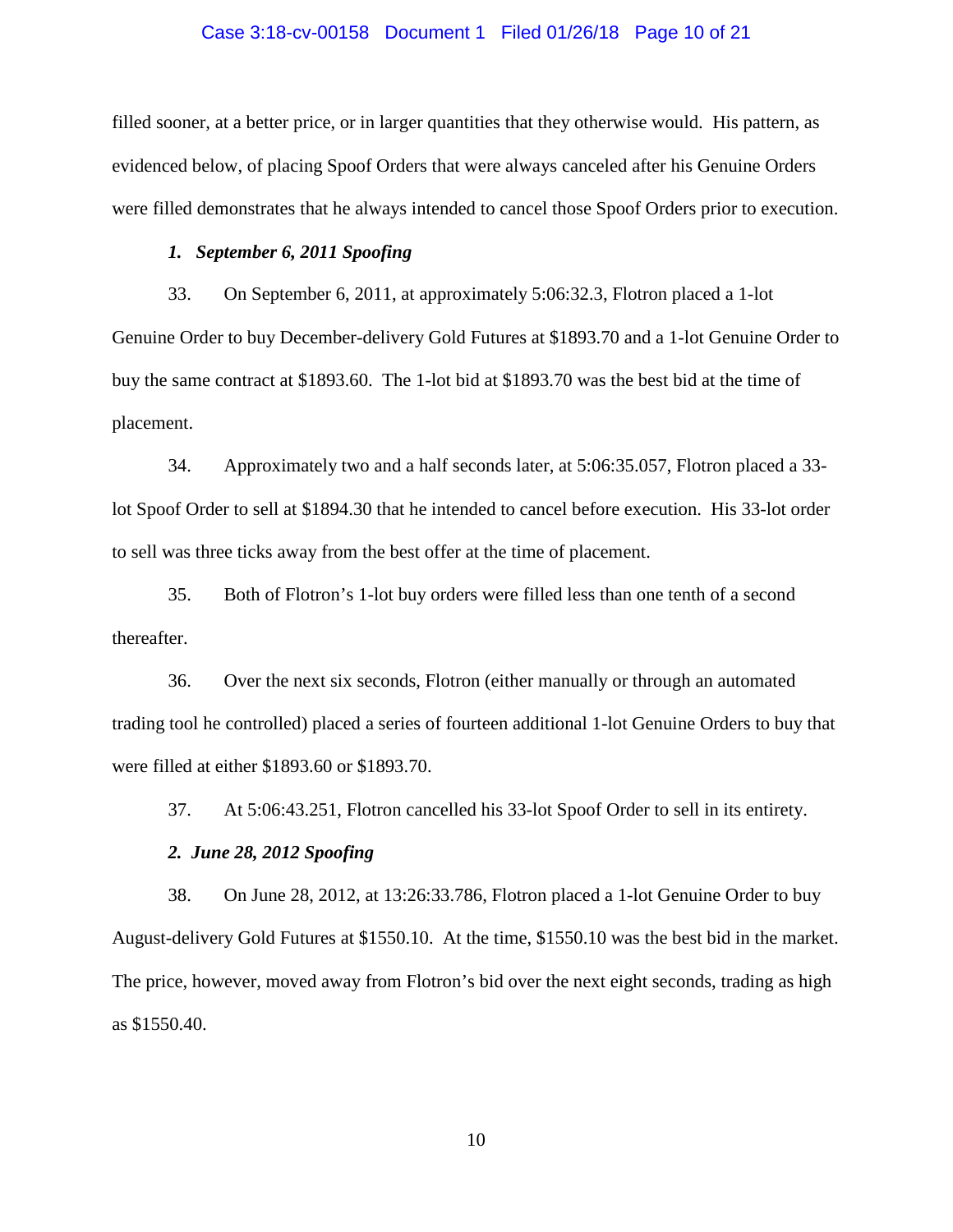filled sooner, at a better price, or in larger quantities that they otherwise would. His pattern, as evidenced below, of placing Spoof Orders that were always canceled after his Genuine Orders were filled demonstrates that he always intended to cancel those Spoof Orders prior to execution.

### *1. September 6, 2011 Spoofing*

33. On September 6, 2011, at approximately 5:06:32.3, Flotron placed a 1-lot Genuine Order to buy December-delivery Gold Futures at $1893.70 and a 1-lot Genuine Order to buy the same contract at $1893.60. The 1-lot bid at $1893.70 was the best bid at the time of placement.

34. Approximately two and a half seconds later, at 5:06:35.057, Flotron placed a 33-lot Spoof Order to sell at $1894.30 that he intended to cancel before execution. His 33-lot order to sell was three ticks away from the best offer at the time of placement.

35. Both of Flotron's 1-lot buy orders were filled less than one tenth of a second thereafter.

36. Over the next six seconds, Flotron (either manually or through an automated trading tool he controlled) placed a series of fourteen additional 1-lot Genuine Orders to buy that were filled at either $1893.60 or $1893.70.

37. At 5:06:43.251, Flotron cancelled his 33-lot Spoof Order to sell in its entirety.

### *2. June 28, 2012 Spoofing*

38. On June 28, 2012, at 13:26:33.786, Flotron placed a 1-lot Genuine Order to buy August-delivery Gold Futures at $1550.10. At the time, $1550.10 was the best bid in the market. The price, however, moved away from Flotron's bid over the next eight seconds, trading as high as $1550.40.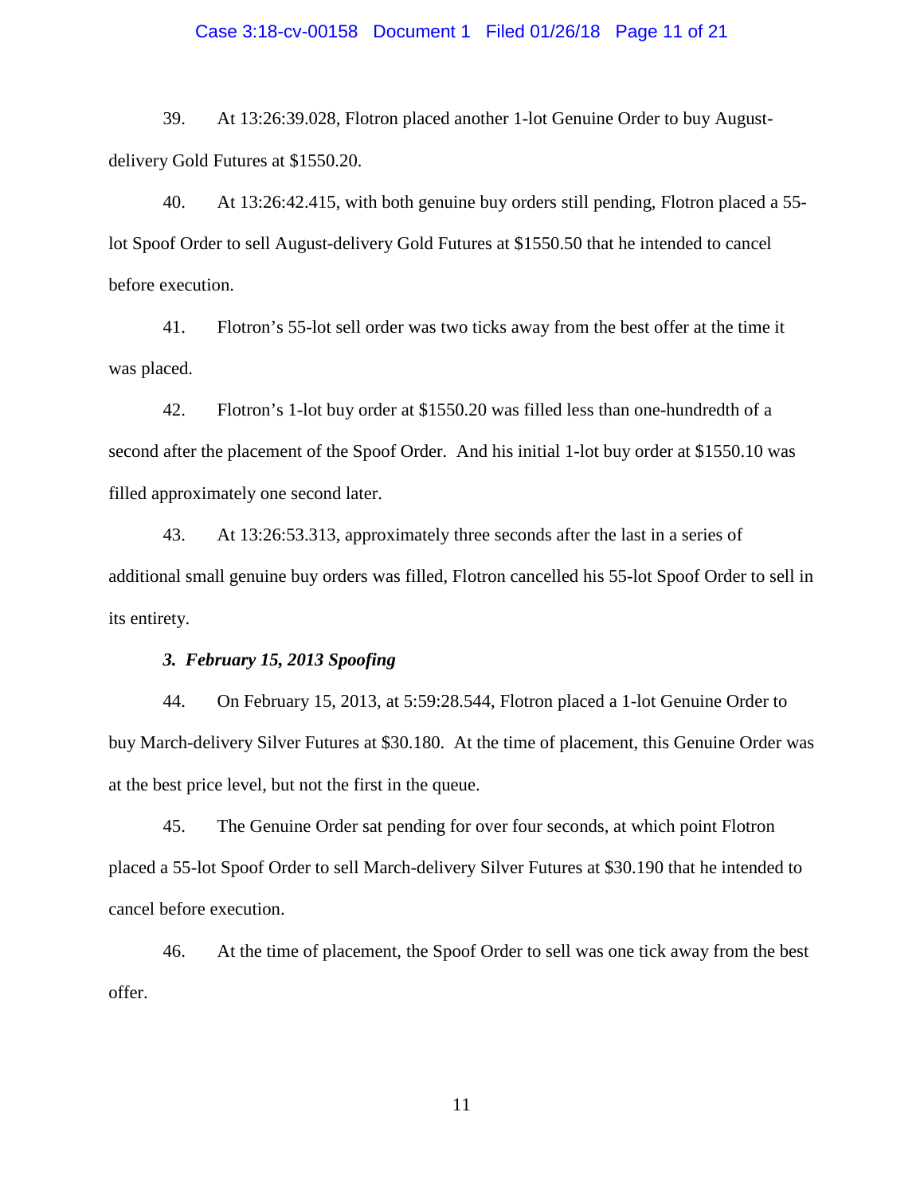39. At 13:26:39.028, Flotron placed another 1-lot Genuine Order to buy August-delivery Gold Futures at $1550.20.

40. At 13:26:42.415, with both genuine buy orders still pending, Flotron placed a 55-lot Spoof Order to sell August-delivery Gold Futures at $1550.50 that he intended to cancel before execution.

41. Flotron's 55-lot sell order was two ticks away from the best offer at the time it was placed.

42. Flotron's 1-lot buy order at $1550.20 was filled less than one-hundredth of a second after the placement of the Spoof Order. And his initial 1-lot buy order at $1550.10 was filled approximately one second later.

43. At 13:26:53.313, approximately three seconds after the last in a series of additional small genuine buy orders was filled, Flotron cancelled his 55-lot Spoof Order to sell in its entirety.

### *3. February 15, 2013 Spoofing*

44. On February 15, 2013, at 5:59:28.544, Flotron placed a 1-lot Genuine Order to buy March-delivery Silver Futures at $30.180. At the time of placement, this Genuine Order was at the best price level, but not the first in the queue.

45. The Genuine Order sat pending for over four seconds, at which point Flotron placed a 55-lot Spoof Order to sell March-delivery Silver Futures at $30.190 that he intended to cancel before execution.

46. At the time of placement, the Spoof Order to sell was one tick away from the best offer.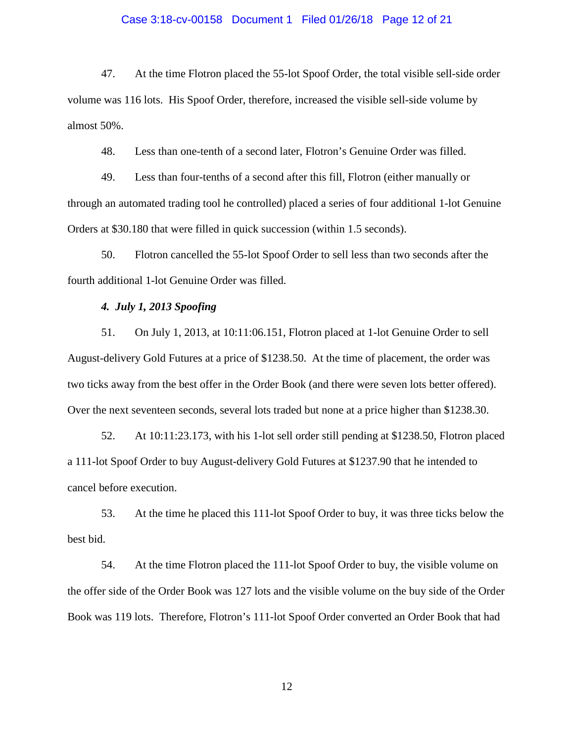47. At the time Flotron placed the 55-lot Spoof Order, the total visible sell-side order volume was 116 lots. His Spoof Order, therefore, increased the visible sell-side volume by almost 50%.

48. Less than one-tenth of a second later, Flotron's Genuine Order was filled.

49. Less than four-tenths of a second after this fill, Flotron (either manually or through an automated trading tool he controlled) placed a series of four additional 1-lot Genuine Orders at $30.180 that were filled in quick succession (within 1.5 seconds).

50. Flotron cancelled the 55-lot Spoof Order to sell less than two seconds after the fourth additional 1-lot Genuine Order was filled.

***4. July 1, 2013 Spoofing***

51. On July 1, 2013, at 10:11:06.151, Flotron placed at 1-lot Genuine Order to sell August-delivery Gold Futures at a price of $1238.50. At the time of placement, the order was two ticks away from the best offer in the Order Book (and there were seven lots better offered). Over the next seventeen seconds, several lots traded but none at a price higher than $1238.30.

52. At 10:11:23.173, with his 1-lot sell order still pending at $1238.50, Flotron placed a 111-lot Spoof Order to buy August-delivery Gold Futures at $1237.90 that he intended to cancel before execution.

53. At the time he placed this 111-lot Spoof Order to buy, it was three ticks below the best bid.

54. At the time Flotron placed the 111-lot Spoof Order to buy, the visible volume on the offer side of the Order Book was 127 lots and the visible volume on the buy side of the Order Book was 119 lots. Therefore, Flotron's 111-lot Spoof Order converted an Order Book that had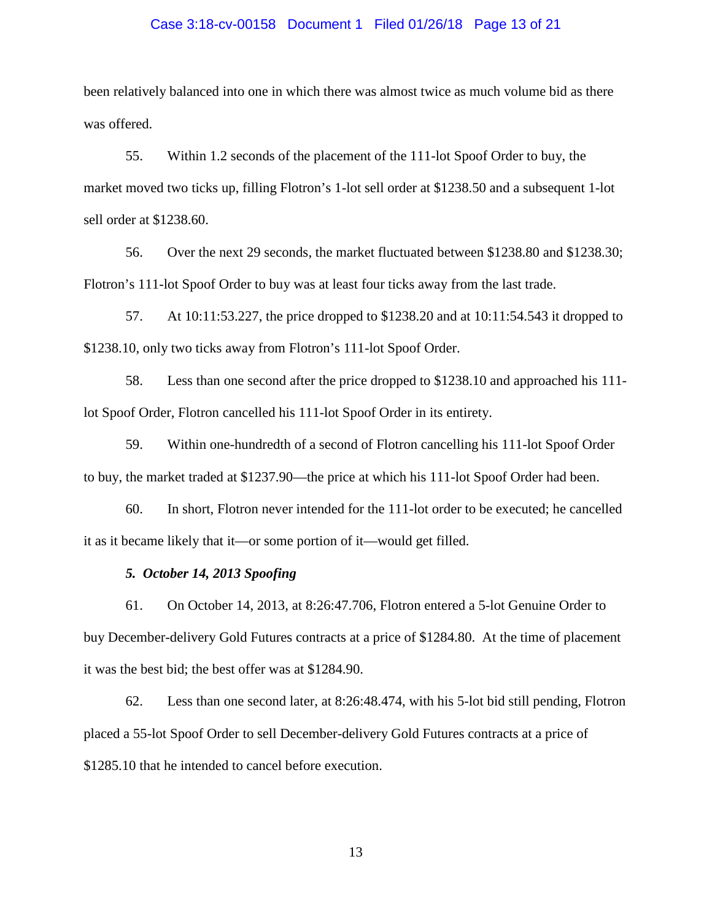been relatively balanced into one in which there was almost twice as much volume bid as there was offered.

55. Within 1.2 seconds of the placement of the 111-lot Spoof Order to buy, the market moved two ticks up, filling Flotron's 1-lot sell order at $1238.50 and a subsequent 1-lot sell order at $1238.60.

56. Over the next 29 seconds, the market fluctuated between $1238.80 and $1238.30; Flotron's 111-lot Spoof Order to buy was at least four ticks away from the last trade.

57. At 10:11:53.227, the price dropped to $1238.20 and at 10:11:54.543 it dropped to $1238.10, only two ticks away from Flotron's 111-lot Spoof Order.

58. Less than one second after the price dropped to $1238.10 and approached his 111-lot Spoof Order, Flotron cancelled his 111-lot Spoof Order in its entirety.

59. Within one-hundredth of a second of Flotron cancelling his 111-lot Spoof Order to buy, the market traded at $1237.90—the price at which his 111-lot Spoof Order had been.

60. In short, Flotron never intended for the 111-lot order to be executed; he cancelled it as it became likely that it—or some portion of it—would get filled.

***5. October 14, 2013 Spoofing***

61. On October 14, 2013, at 8:26:47.706, Flotron entered a 5-lot Genuine Order to buy December-delivery Gold Futures contracts at a price of $1284.80. At the time of placement it was the best bid; the best offer was at $1284.90.

62. Less than one second later, at 8:26:48.474, with his 5-lot bid still pending, Flotron placed a 55-lot Spoof Order to sell December-delivery Gold Futures contracts at a price of $1285.10 that he intended to cancel before execution.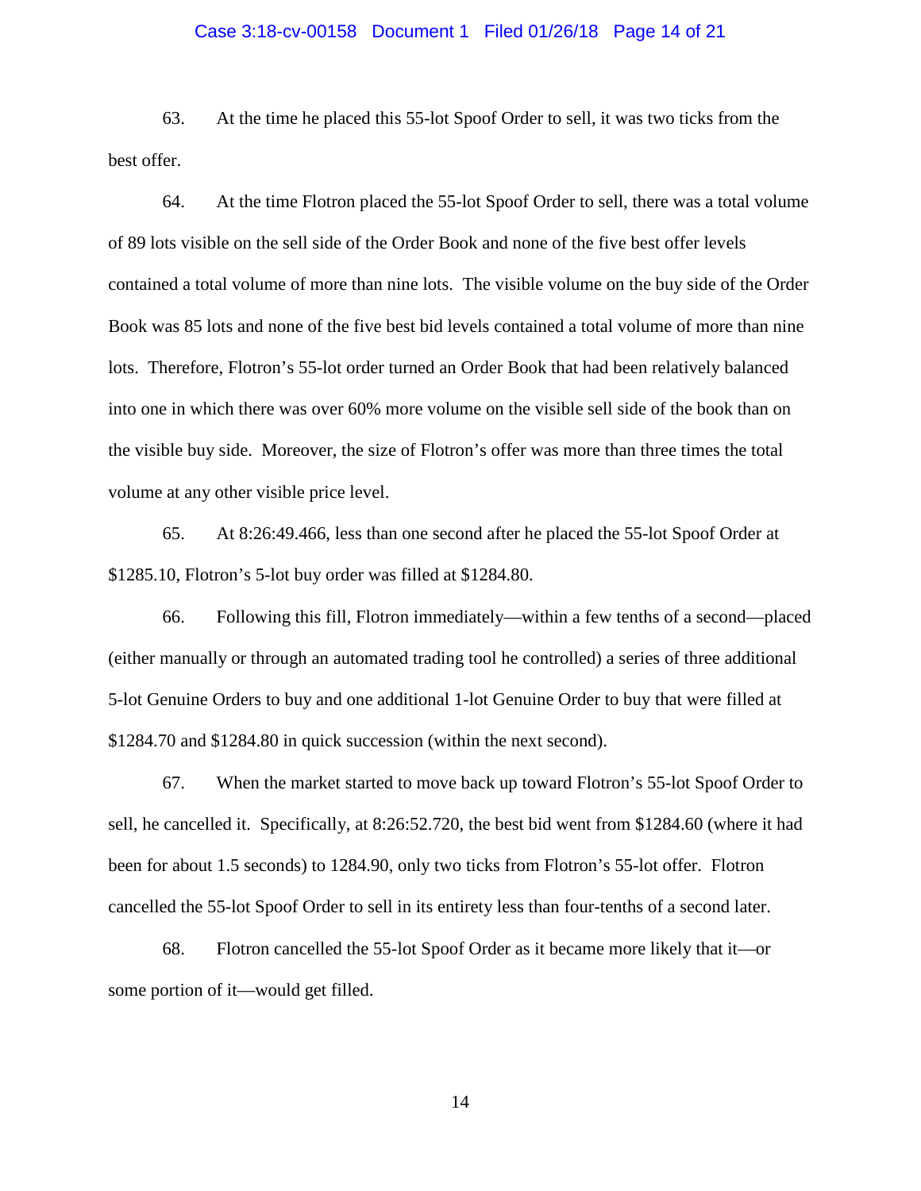63. At the time he placed this 55-lot Spoof Order to sell, it was two ticks from the best offer.

64. At the time Flotron placed the 55-lot Spoof Order to sell, there was a total volume of 89 lots visible on the sell side of the Order Book and none of the five best offer levels contained a total volume of more than nine lots. The visible volume on the buy side of the Order Book was 85 lots and none of the five best bid levels contained a total volume of more than nine lots. Therefore, Flotron's 55-lot order turned an Order Book that had been relatively balanced into one in which there was over 60% more volume on the visible sell side of the book than on the visible buy side. Moreover, the size of Flotron's offer was more than three times the total volume at any other visible price level.

65. At 8:26:49.466, less than one second after he placed the 55-lot Spoof Order at $1285.10, Flotron's 5-lot buy order was filled at $1284.80.

66. Following this fill, Flotron immediately—within a few tenths of a second—placed (either manually or through an automated trading tool he controlled) a series of three additional 5-lot Genuine Orders to buy and one additional 1-lot Genuine Order to buy that were filled at $1284.70 and $1284.80 in quick succession (within the next second).

67. When the market started to move back up toward Flotron's 55-lot Spoof Order to sell, he cancelled it. Specifically, at 8:26:52.720, the best bid went from $1284.60 (where it had been for about 1.5 seconds) to 1284.90, only two ticks from Flotron's 55-lot offer. Flotron cancelled the 55-lot Spoof Order to sell in its entirety less than four-tenths of a second later.

68. Flotron cancelled the 55-lot Spoof Order as it became more likely that it—or some portion of it—would get filled.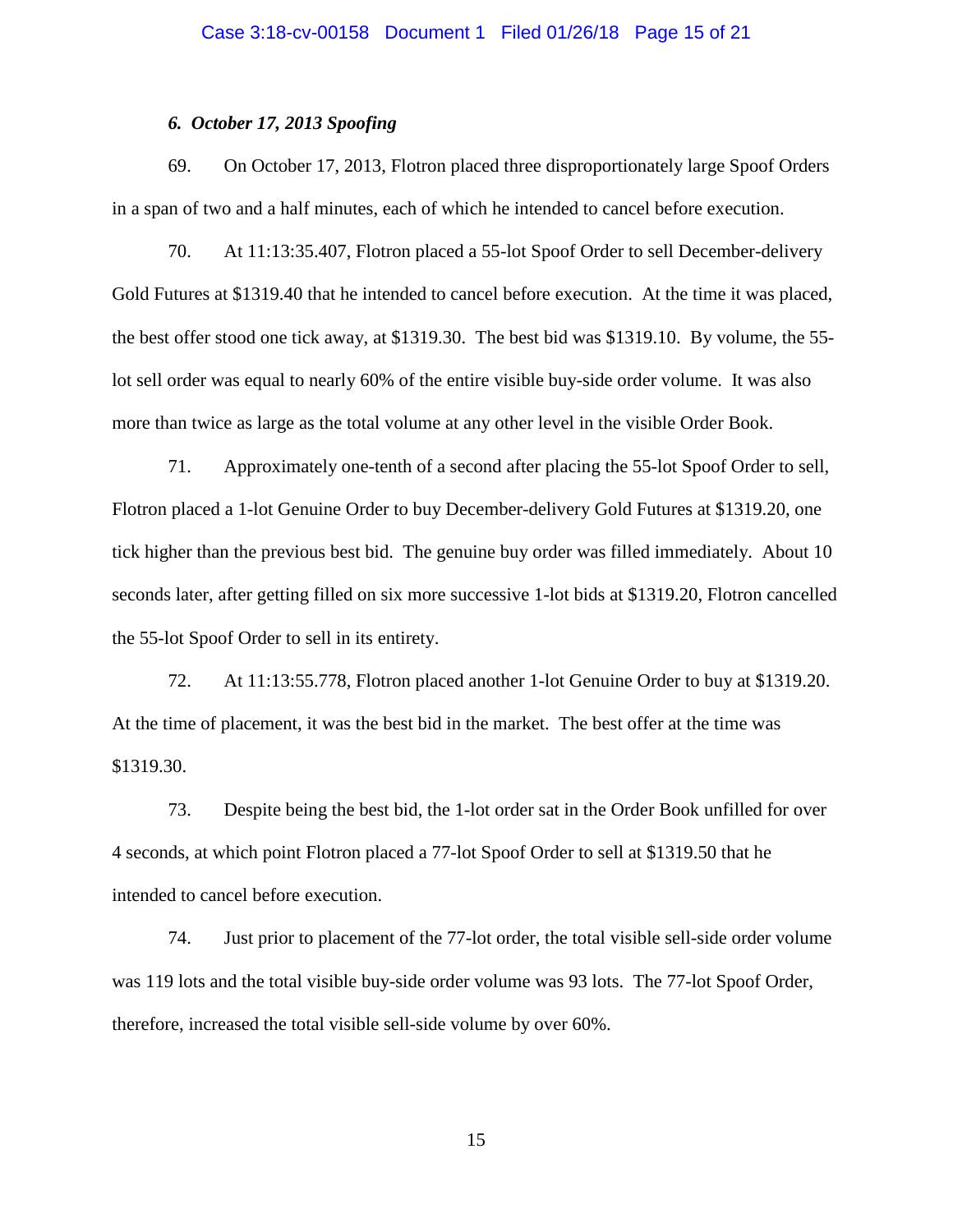### *6. October 17, 2013 Spoofing*

69. On October 17, 2013, Flotron placed three disproportionately large Spoof Orders in a span of two and a half minutes, each of which he intended to cancel before execution.

70. At 11:13:35.407, Flotron placed a 55-lot Spoof Order to sell December-delivery Gold Futures at $1319.40 that he intended to cancel before execution. At the time it was placed, the best offer stood one tick away, at $1319.30. The best bid was $1319.10. By volume, the 55-lot sell order was equal to nearly 60% of the entire visible buy-side order volume. It was also more than twice as large as the total volume at any other level in the visible Order Book.

71. Approximately one-tenth of a second after placing the 55-lot Spoof Order to sell, Flotron placed a 1-lot Genuine Order to buy December-delivery Gold Futures at $1319.20, one tick higher than the previous best bid. The genuine buy order was filled immediately. About 10 seconds later, after getting filled on six more successive 1-lot bids at $1319.20, Flotron cancelled the 55-lot Spoof Order to sell in its entirety.

72. At 11:13:55.778, Flotron placed another 1-lot Genuine Order to buy at $1319.20. At the time of placement, it was the best bid in the market. The best offer at the time was $1319.30.

73. Despite being the best bid, the 1-lot order sat in the Order Book unfilled for over 4 seconds, at which point Flotron placed a 77-lot Spoof Order to sell at $1319.50 that he intended to cancel before execution.

74. Just prior to placement of the 77-lot order, the total visible sell-side order volume was 119 lots and the total visible buy-side order volume was 93 lots. The 77-lot Spoof Order, therefore, increased the total visible sell-side volume by over 60%.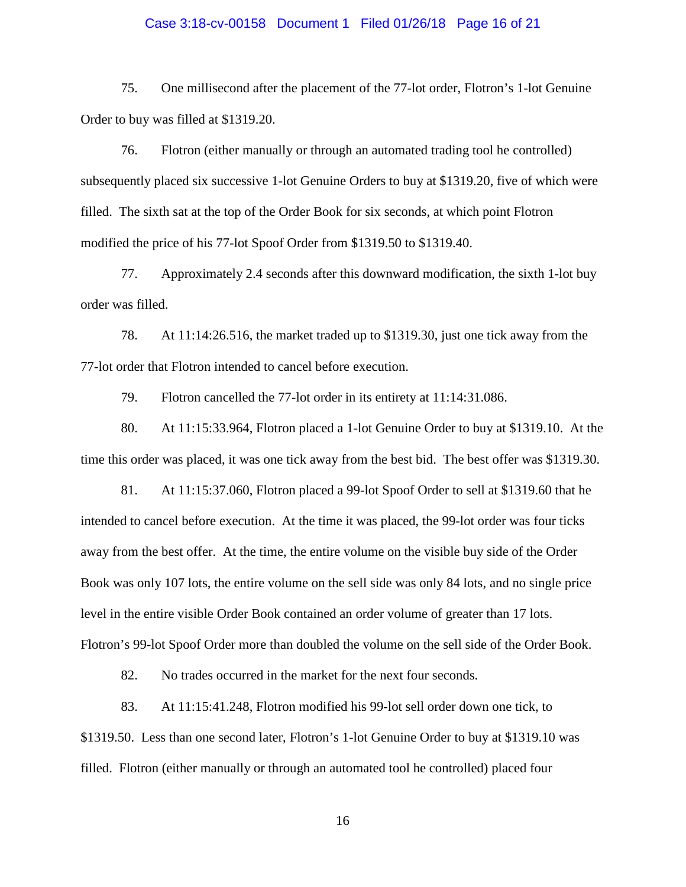75. One millisecond after the placement of the 77-lot order, Flotron's 1-lot Genuine Order to buy was filled at $1319.20.

76. Flotron (either manually or through an automated trading tool he controlled) subsequently placed six successive 1-lot Genuine Orders to buy at $1319.20, five of which were filled. The sixth sat at the top of the Order Book for six seconds, at which point Flotron modified the price of his 77-lot Spoof Order from $1319.50 to $1319.40.

77. Approximately 2.4 seconds after this downward modification, the sixth 1-lot buy order was filled.

78. At 11:14:26.516, the market traded up to $1319.30, just one tick away from the 77-lot order that Flotron intended to cancel before execution.

79. Flotron cancelled the 77-lot order in its entirety at 11:14:31.086.

80. At 11:15:33.964, Flotron placed a 1-lot Genuine Order to buy at $1319.10. At the time this order was placed, it was one tick away from the best bid. The best offer was $1319.30.

81. At 11:15:37.060, Flotron placed a 99-lot Spoof Order to sell at $1319.60 that he intended to cancel before execution. At the time it was placed, the 99-lot order was four ticks away from the best offer. At the time, the entire volume on the visible buy side of the Order Book was only 107 lots, the entire volume on the sell side was only 84 lots, and no single price level in the entire visible Order Book contained an order volume of greater than 17 lots. Flotron's 99-lot Spoof Order more than doubled the volume on the sell side of the Order Book.

82. No trades occurred in the market for the next four seconds.

83. At 11:15:41.248, Flotron modified his 99-lot sell order down one tick, to $1319.50. Less than one second later, Flotron's 1-lot Genuine Order to buy at $1319.10 was filled. Flotron (either manually or through an automated tool he controlled) placed four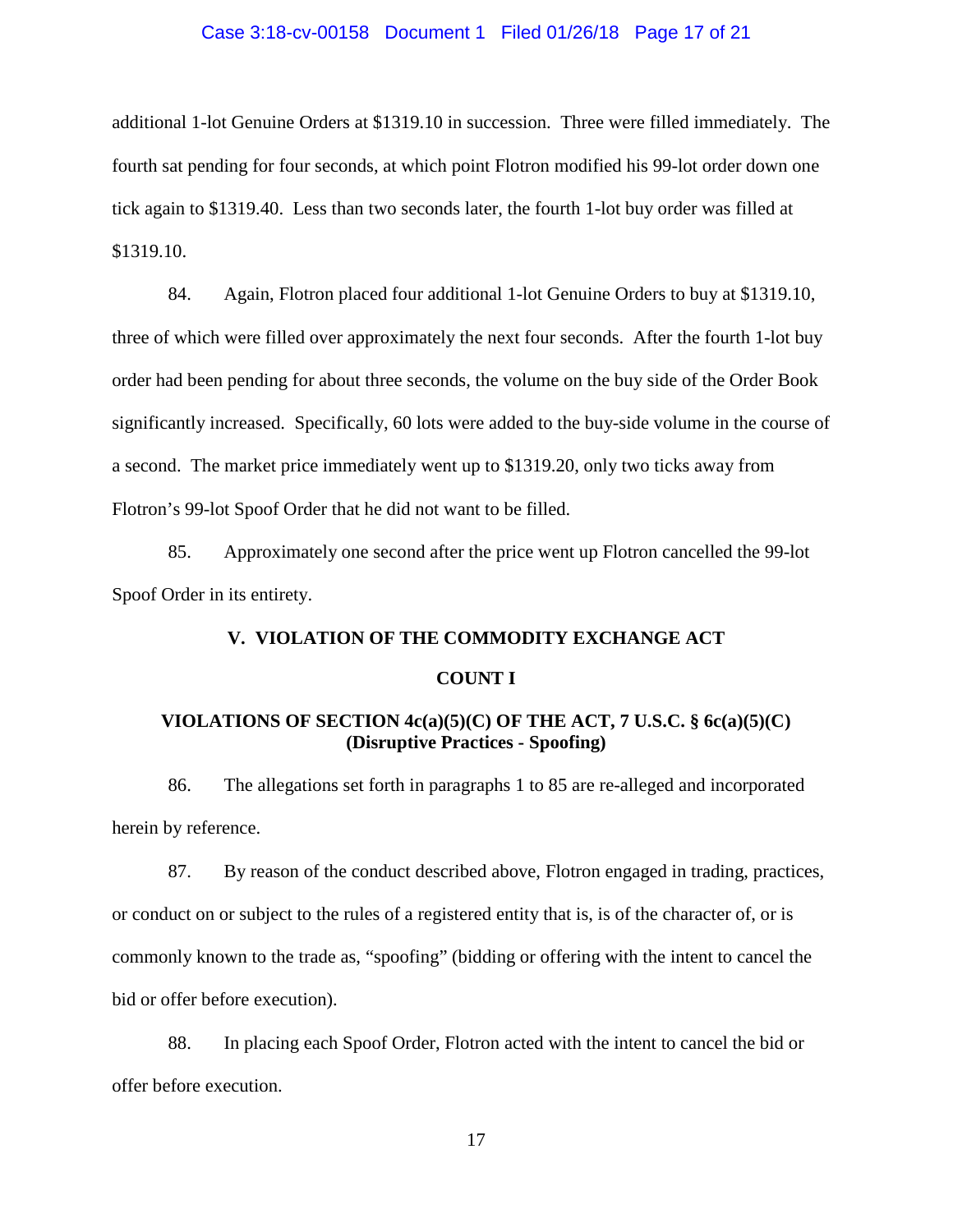additional 1-lot Genuine Orders at $1319.10 in succession. Three were filled immediately. The fourth sat pending for four seconds, at which point Flotron modified his 99-lot order down one tick again to $1319.40. Less than two seconds later, the fourth 1-lot buy order was filled at $1319.10.

84. Again, Flotron placed four additional 1-lot Genuine Orders to buy at $1319.10, three of which were filled over approximately the next four seconds. After the fourth 1-lot buy order had been pending for about three seconds, the volume on the buy side of the Order Book significantly increased. Specifically, 60 lots were added to the buy-side volume in the course of a second. The market price immediately went up to $1319.20, only two ticks away from Flotron's 99-lot Spoof Order that he did not want to be filled.

85. Approximately one second after the price went up Flotron cancelled the 99-lot Spoof Order in its entirety.

## V. VIOLATION OF THE COMMODITY EXCHANGE ACT

### COUNT I

### VIOLATIONS OF SECTION 4c(a)(5)(C) OF THE ACT, 7 U.S.C. § 6c(a)(5)(C) (Disruptive Practices - Spoofing)

86. The allegations set forth in paragraphs 1 to 85 are re-alleged and incorporated herein by reference.

87. By reason of the conduct described above, Flotron engaged in trading, practices, or conduct on or subject to the rules of a registered entity that is, is of the character of, or is commonly known to the trade as, "spoofing" (bidding or offering with the intent to cancel the bid or offer before execution).

88. In placing each Spoof Order, Flotron acted with the intent to cancel the bid or offer before execution.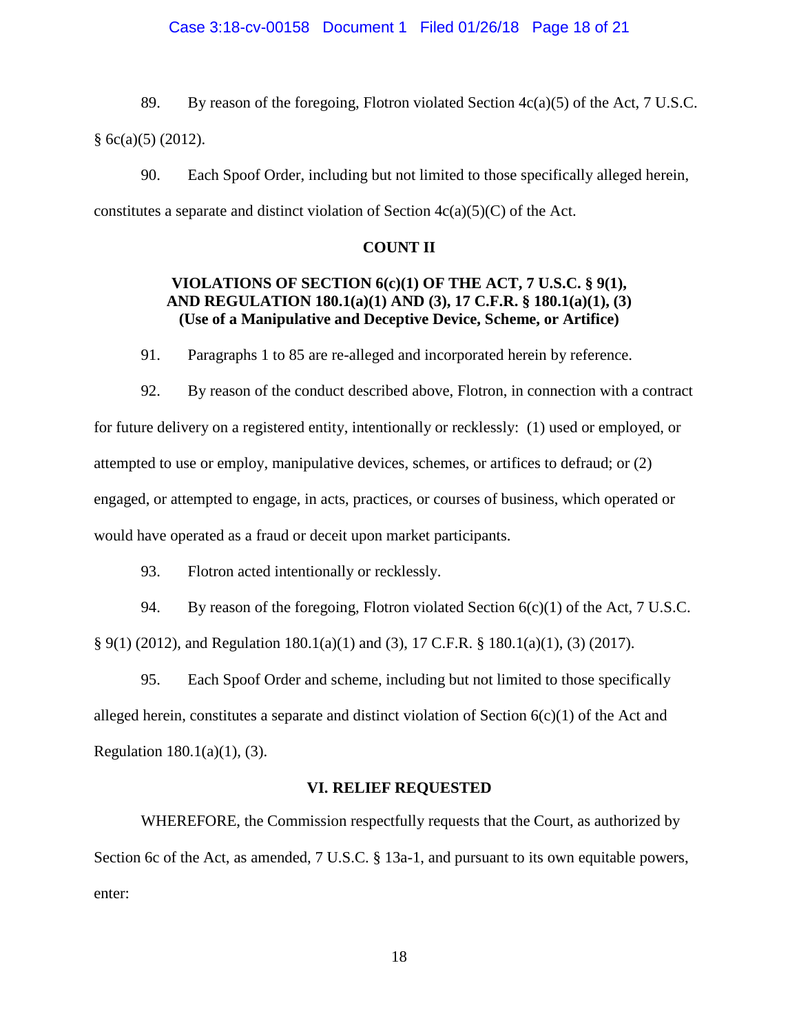89. By reason of the foregoing, Flotron violated Section 4c(a)(5) of the Act, 7 U.S.C. § 6c(a)(5) (2012).

90. Each Spoof Order, including but not limited to those specifically alleged herein, constitutes a separate and distinct violation of Section 4c(a)(5)(C) of the Act.

**COUNT II**

**VIOLATIONS OF SECTION 6(c)(1) OF THE ACT, 7 U.S.C. § 9(1), AND REGULATION 180.1(a)(1) AND (3), 17 C.F.R. § 180.1(a)(1), (3) (Use of a Manipulative and Deceptive Device, Scheme, or Artifice)**

91. Paragraphs 1 to 85 are re-alleged and incorporated herein by reference.

92. By reason of the conduct described above, Flotron, in connection with a contract for future delivery on a registered entity, intentionally or recklessly: (1) used or employed, or attempted to use or employ, manipulative devices, schemes, or artifices to defraud; or (2) engaged, or attempted to engage, in acts, practices, or courses of business, which operated or would have operated as a fraud or deceit upon market participants.

93. Flotron acted intentionally or recklessly.

94. By reason of the foregoing, Flotron violated Section 6(c)(1) of the Act, 7 U.S.C. § 9(1) (2012), and Regulation 180.1(a)(1) and (3), 17 C.F.R. § 180.1(a)(1), (3) (2017).

95. Each Spoof Order and scheme, including but not limited to those specifically alleged herein, constitutes a separate and distinct violation of Section 6(c)(1) of the Act and Regulation 180.1(a)(1), (3).

**VI. RELIEF REQUESTED**

WHEREFORE, the Commission respectfully requests that the Court, as authorized by Section 6c of the Act, as amended, 7 U.S.C. § 13a-1, and pursuant to its own equitable powers, enter: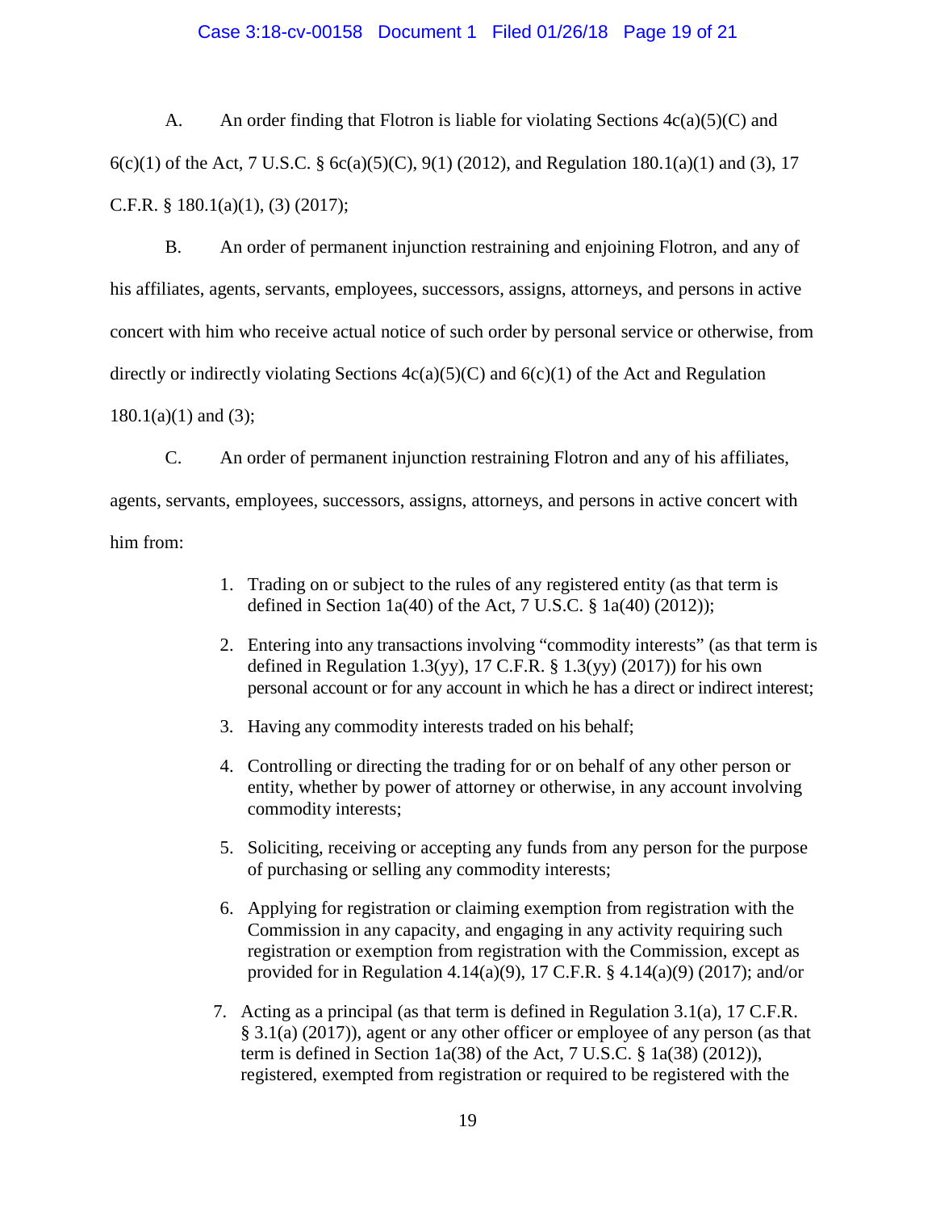A. An order finding that Flotron is liable for violating Sections 4c(a)(5)(C) and 6(c)(1) of the Act, 7 U.S.C. § 6c(a)(5)(C), 9(1) (2012), and Regulation 180.1(a)(1) and (3), 17 C.F.R. § 180.1(a)(1), (3) (2017);

B. An order of permanent injunction restraining and enjoining Flotron, and any of his affiliates, agents, servants, employees, successors, assigns, attorneys, and persons in active concert with him who receive actual notice of such order by personal service or otherwise, from directly or indirectly violating Sections 4c(a)(5)(C) and 6(c)(1) of the Act and Regulation 180.1(a)(1) and (3);

C. An order of permanent injunction restraining Flotron and any of his affiliates, agents, servants, employees, successors, assigns, attorneys, and persons in active concert with him from:

1. Trading on or subject to the rules of any registered entity (as that term is defined in Section 1a(40) of the Act, 7 U.S.C. § 1a(40) (2012));
2. Entering into any transactions involving "commodity interests" (as that term is defined in Regulation 1.3(yy), 17 C.F.R. § 1.3(yy) (2017)) for his own personal account or for any account in which he has a direct or indirect interest;
3. Having any commodity interests traded on his behalf;
4. Controlling or directing the trading for or on behalf of any other person or entity, whether by power of attorney or otherwise, in any account involving commodity interests;
5. Soliciting, receiving or accepting any funds from any person for the purpose of purchasing or selling any commodity interests;
6. Applying for registration or claiming exemption from registration with the Commission in any capacity, and engaging in any activity requiring such registration or exemption from registration with the Commission, except as provided for in Regulation 4.14(a)(9), 17 C.F.R. § 4.14(a)(9) (2017); and/or
7. Acting as a principal (as that term is defined in Regulation 3.1(a), 17 C.F.R. § 3.1(a) (2017)), agent or any other officer or employee of any person (as that term is defined in Section 1a(38) of the Act, 7 U.S.C. § 1a(38) (2012)), registered, exempted from registration or required to be registered with the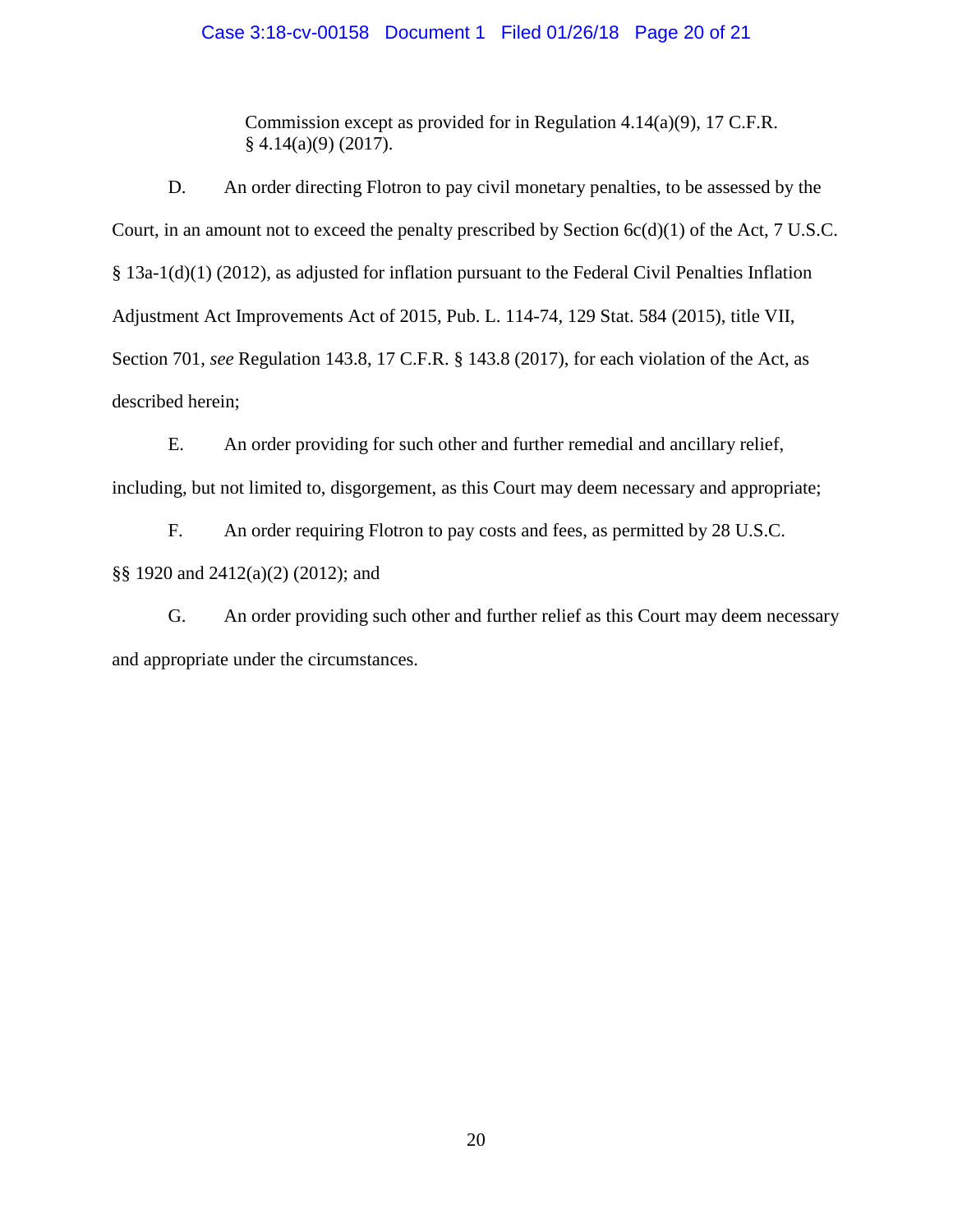Commission except as provided for in Regulation 4.14(a)(9), 17 C.F.R. § 4.14(a)(9) (2017).

D. An order directing Flotron to pay civil monetary penalties, to be assessed by the Court, in an amount not to exceed the penalty prescribed by Section 6c(d)(1) of the Act, 7 U.S.C. § 13a-1(d)(1) (2012), as adjusted for inflation pursuant to the Federal Civil Penalties Inflation Adjustment Act Improvements Act of 2015, Pub. L. 114-74, 129 Stat. 584 (2015), title VII, Section 701, *see* Regulation 143.8, 17 C.F.R. § 143.8 (2017), for each violation of the Act, as described herein;

E. An order providing for such other and further remedial and ancillary relief, including, but not limited to, disgorgement, as this Court may deem necessary and appropriate;

F. An order requiring Flotron to pay costs and fees, as permitted by 28 U.S.C. §§ 1920 and 2412(a)(2) (2012); and

G. An order providing such other and further relief as this Court may deem necessary and appropriate under the circumstances.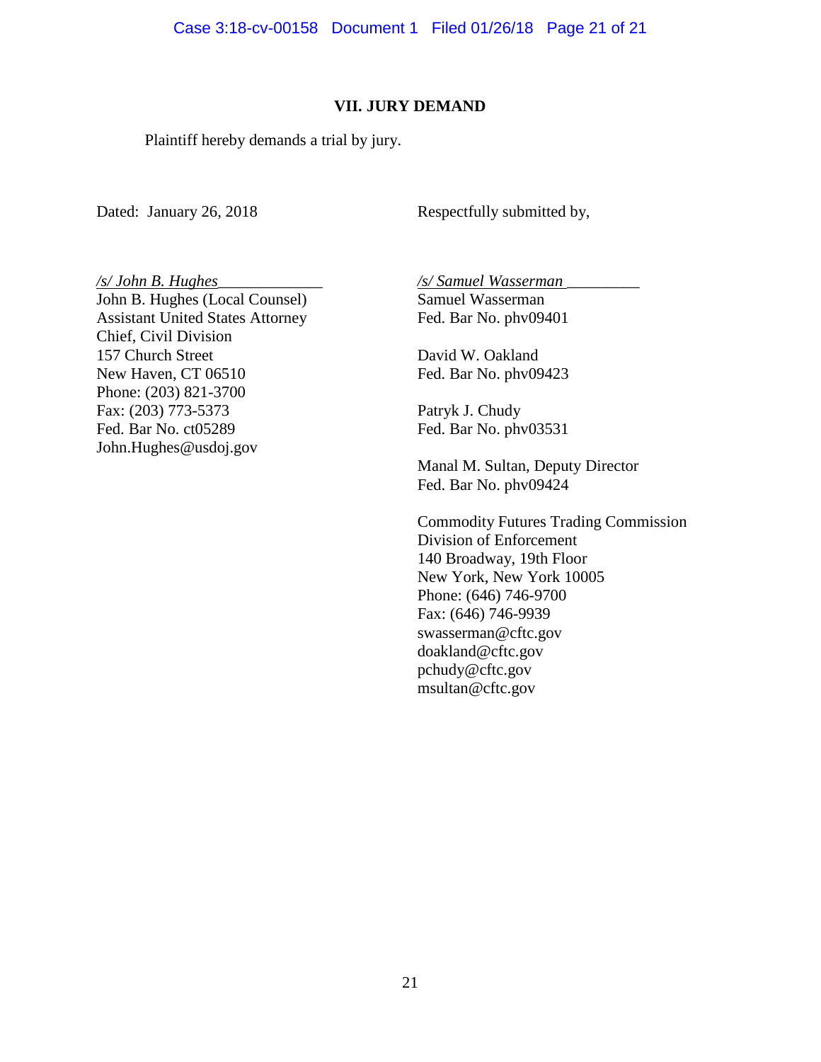## VII. JURY DEMAND

Plaintiff hereby demands a trial by jury.

Dated: January 26, 2018

Respectfully submitted by,

*/s/ John B. Hughes*  
John B. Hughes (Local Counsel)  
Assistant United States Attorney  
Chief, Civil Division  
157 Church Street  
New Haven, CT 06510  
Phone: (203) 821-3700  
Fax: (203) 773-5373  
Fed. Bar No. ct05289  
John.Hughes@usdoj.gov

*/s/ Samuel Wasserman*  
Samuel Wasserman  
Fed. Bar No. phv09401

David W. Oakland  
Fed. Bar No. phv09423

Patryk J. Chudy  
Fed. Bar No. phv03531

Manal M. Sultan, Deputy Director  
Fed. Bar No. phv09424

Commodity Futures Trading Commission  
Division of Enforcement  
140 Broadway, 19th Floor  
New York, New York 10005  
Phone: (646) 746-9700  
Fax: (646) 746-9939  
swasserman@cftc.gov  
doakland@cftc.gov  
pchudy@cftc.gov  
msultan@cftc.gov